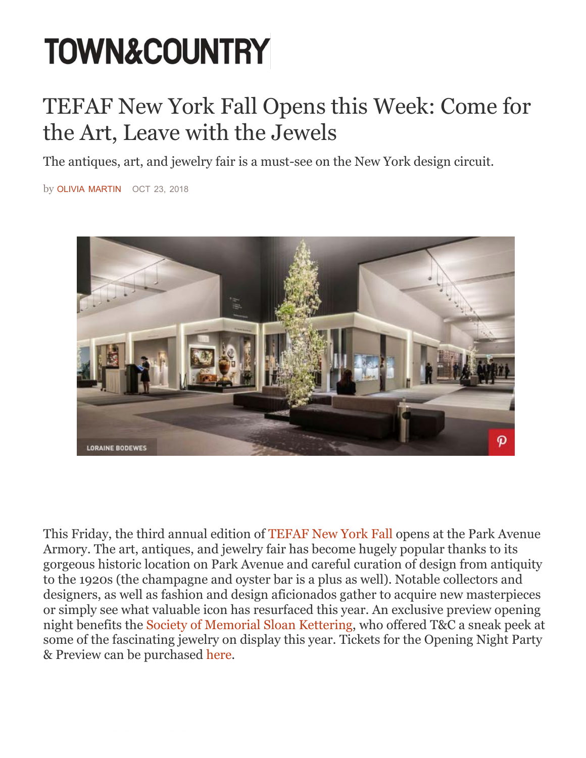# TOWN&COUNTRY

## TEFAF New York Fall Opens this Week: Come for the Art, Leave with the Jewels

The antiques, art, and jewelry fair is a must-see on the New York design circuit.

by OLIVIA MARTIN OCT 23, 2018

LORAINE BODEWES

This Friday, the third annual edition of TEFAF New York Fall opens at the Park Avenue Armory. The art, antiques, and jewelry fair has become hugely popular thanks to its gorgeous historic location on Park Avenue and careful curation of design from antiquity to the 1920s (the champagne and oyster bar is a plus as well). Notable collectors and designers, as well as fashion and design aficionados gather to acquire new masterpieces or simply see what valuable icon has resurfaced this year. An exclusive preview opening night benefits the Society of Memorial Sloan Kettering, who offered T&C a sneak peek at some of the fascinating jewelry on display this year. Tickets for the Opening Night Party & Preview can be purchased here.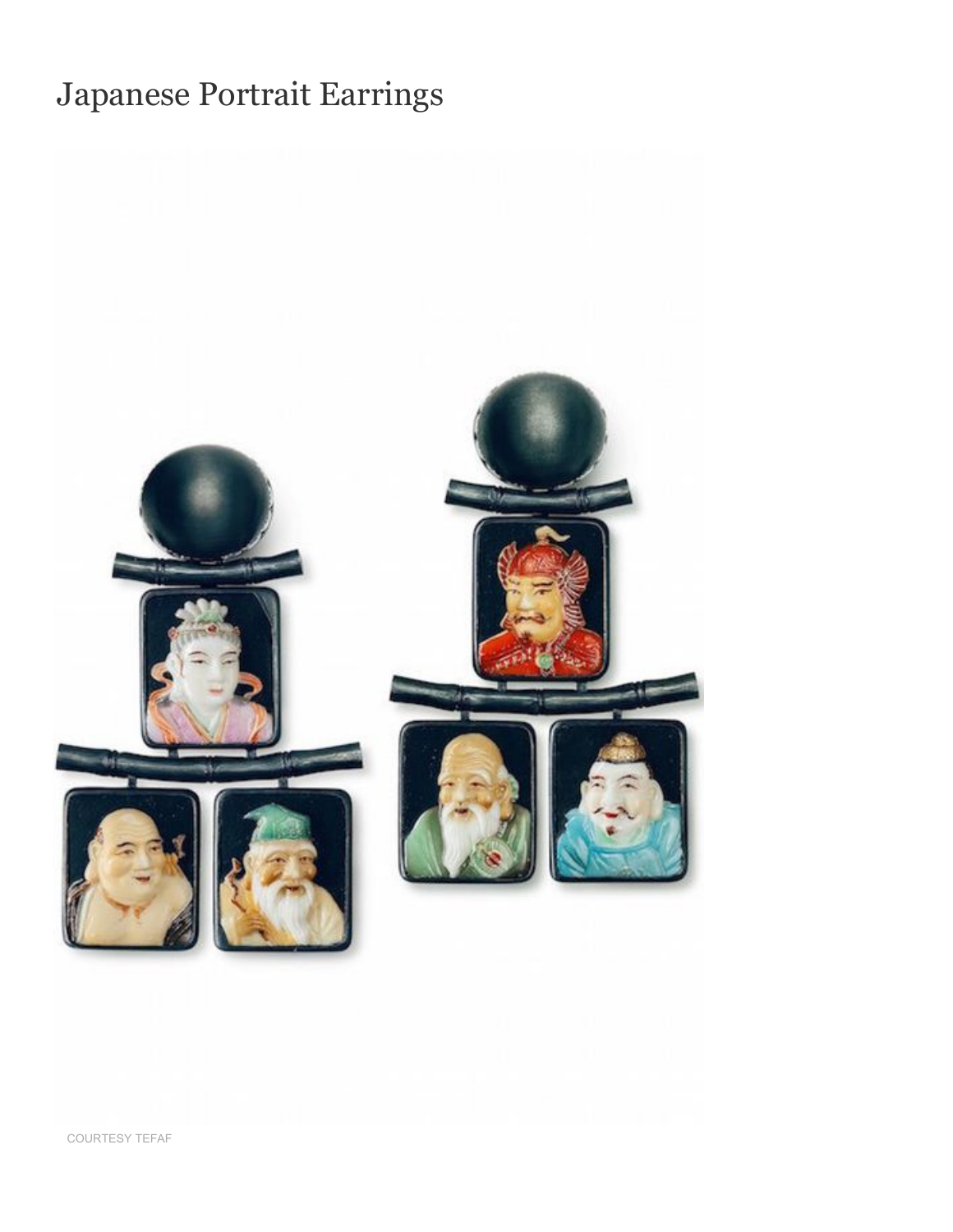# Japanese Portrait Earrings

COURTESY TEFAF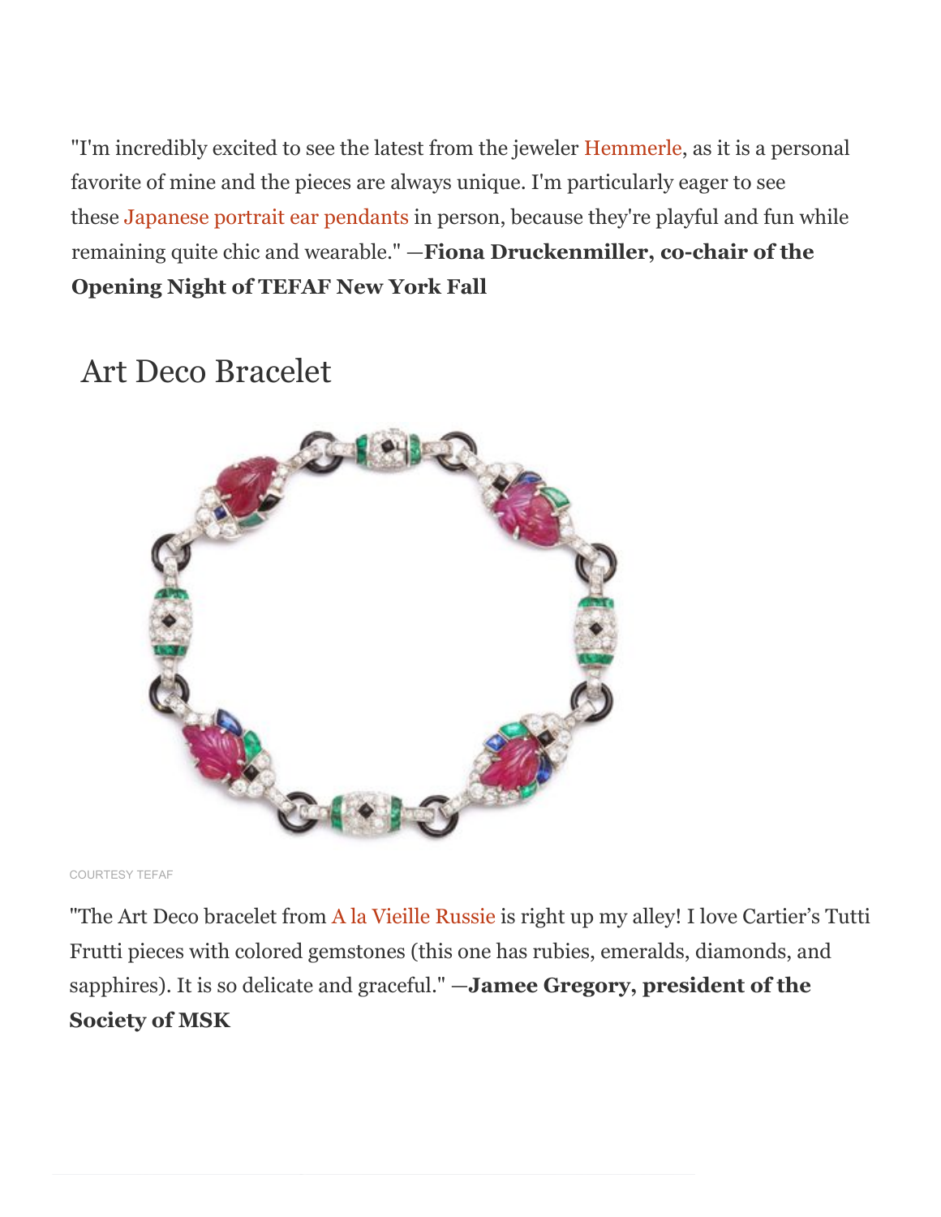"I'm incredibly excited to see the latest from the jeweler Hemmerle, as it is a personal favorite of mine and the pieces are always unique. I'm particularly eager to see these Japanese portrait ear pendants in person, because they're playful and fun while remaining quite chic and wearable." —**Fiona Druckenmiller, co-chair of the Opening Night of TEFAF New York Fall**

## Art Deco Bracelet

COURTESY TEFAF

"The Art Deco bracelet from A la Vieille Russie is right up my alley! I love Cartier's Tutti Frutti pieces with colored gemstones (this one has rubies, emeralds, diamonds, and sapphires). It is so delicate and graceful." —**Jamee Gregory, president of the Society of MSK**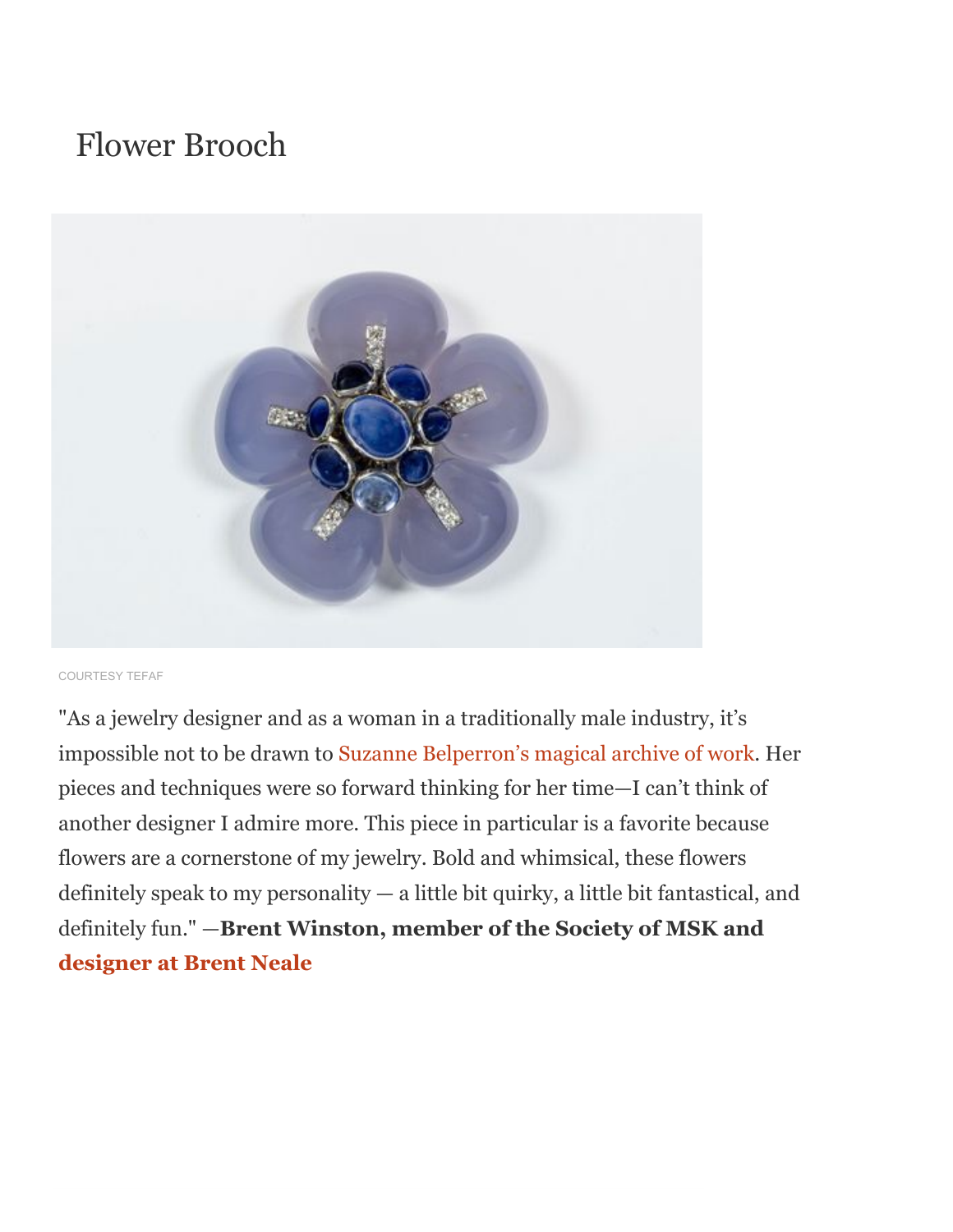# Flower Brooch

COURTESY TEFAF

"As a jewelry designer and as a woman in a traditionally male industry, it's impossible not to be drawn to Suzanne Belperron's magical archive of work. Her pieces and techniques were so forward thinking for her time—I can't think of another designer I admire more. This piece in particular is a favorite because flowers are a cornerstone of my jewelry. Bold and whimsical, these flowers definitely speak to my personality — a little bit quirky, a little bit fantastical, and definitely fun." —**Brent Winston, member of the Society of MSK and designer at Brent Neale**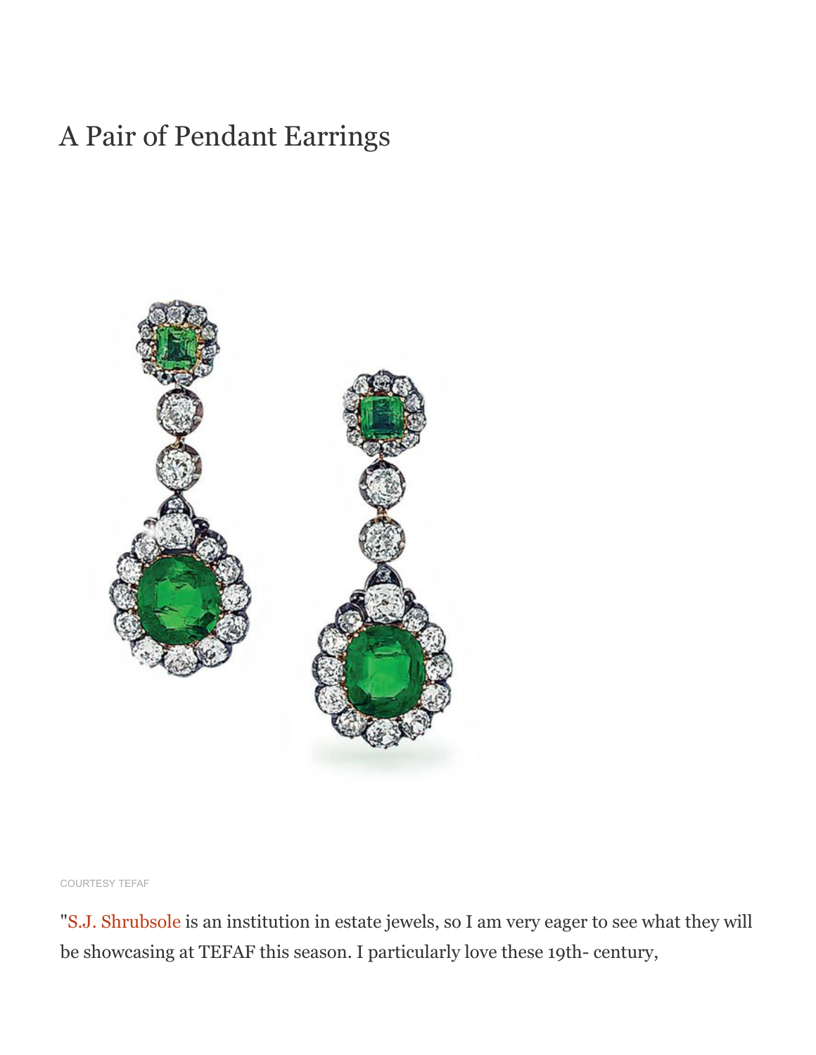# A Pair of Pendant Earrings

COURTESY TEFAF

"S.J. Shrubsole is an institution in estate jewels, so I am very eager to see what they will be showcasing at TEFAF this season. I particularly love these 19th- century,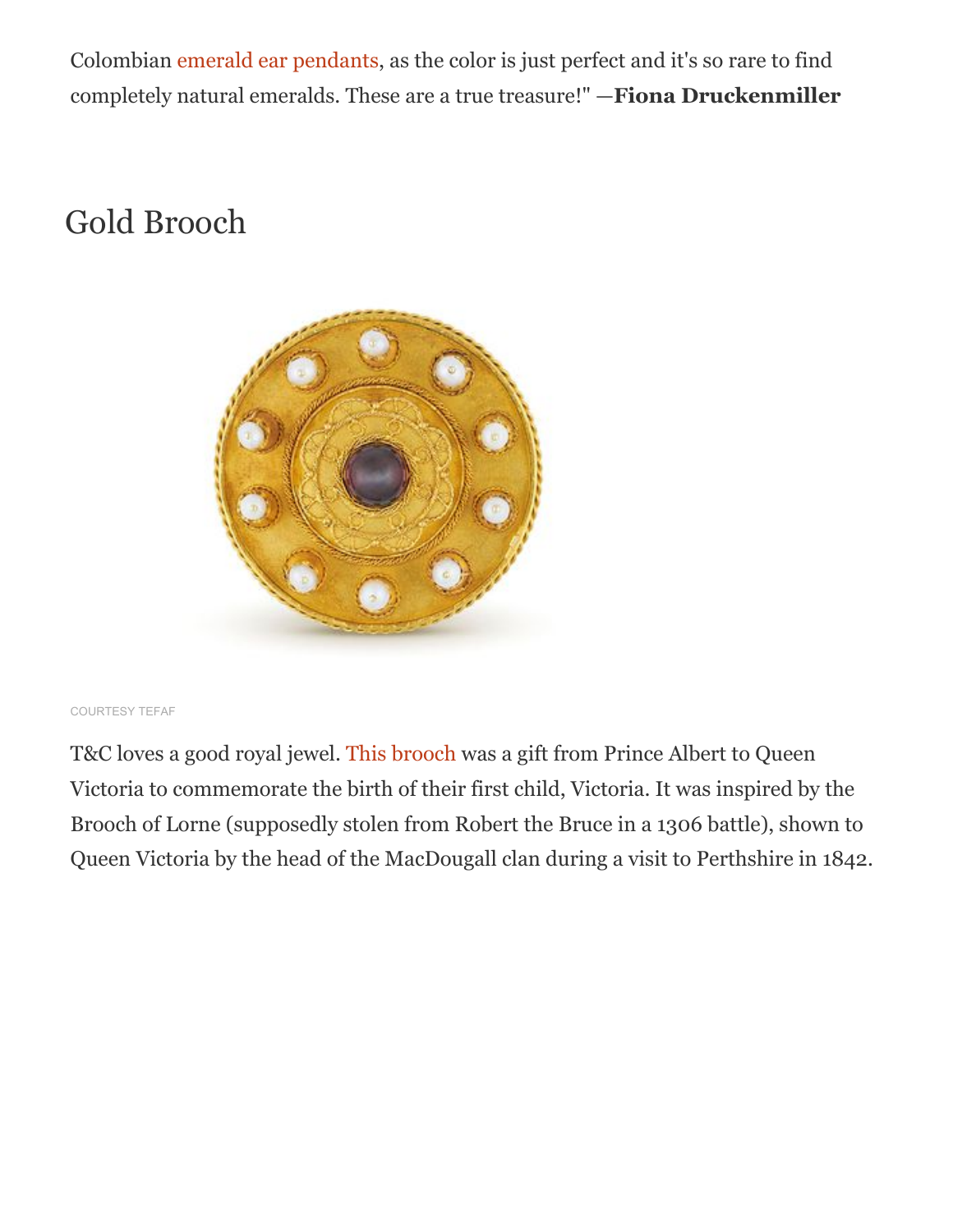Colombian emerald ear pendants, as the color is just perfect and it's so rare to find completely natural emeralds. These are a true treasure!" —**Fiona Druckenmiller**

## Gold Brooch

COURTESY TEFAF

T&C loves a good royal jewel. This brooch was a gift from Prince Albert to Queen Victoria to commemorate the birth of their first child, Victoria. It was inspired by the Brooch of Lorne (supposedly stolen from Robert the Bruce in a 1306 battle), shown to Queen Victoria by the head of the MacDougall clan during a visit to Perthshire in 1842.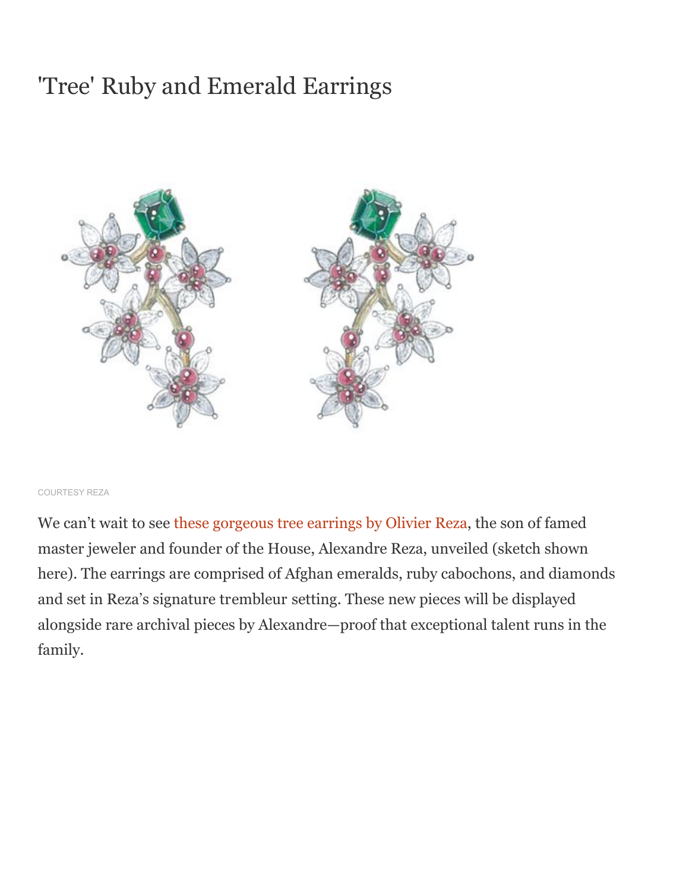## 'Tree' Ruby and Emerald Earrings

COURTESY REZA

We can't wait to see these gorgeous tree earrings by Olivier Reza, the son of famed master jeweler and founder of the House, Alexandre Reza, unveiled (sketch shown here). The earrings are comprised of Afghan emeralds, ruby cabochons, and diamonds and set in Reza's signature trembleur setting. These new pieces will be displayed alongside rare archival pieces by Alexandre—proof that exceptional talent runs in the family.